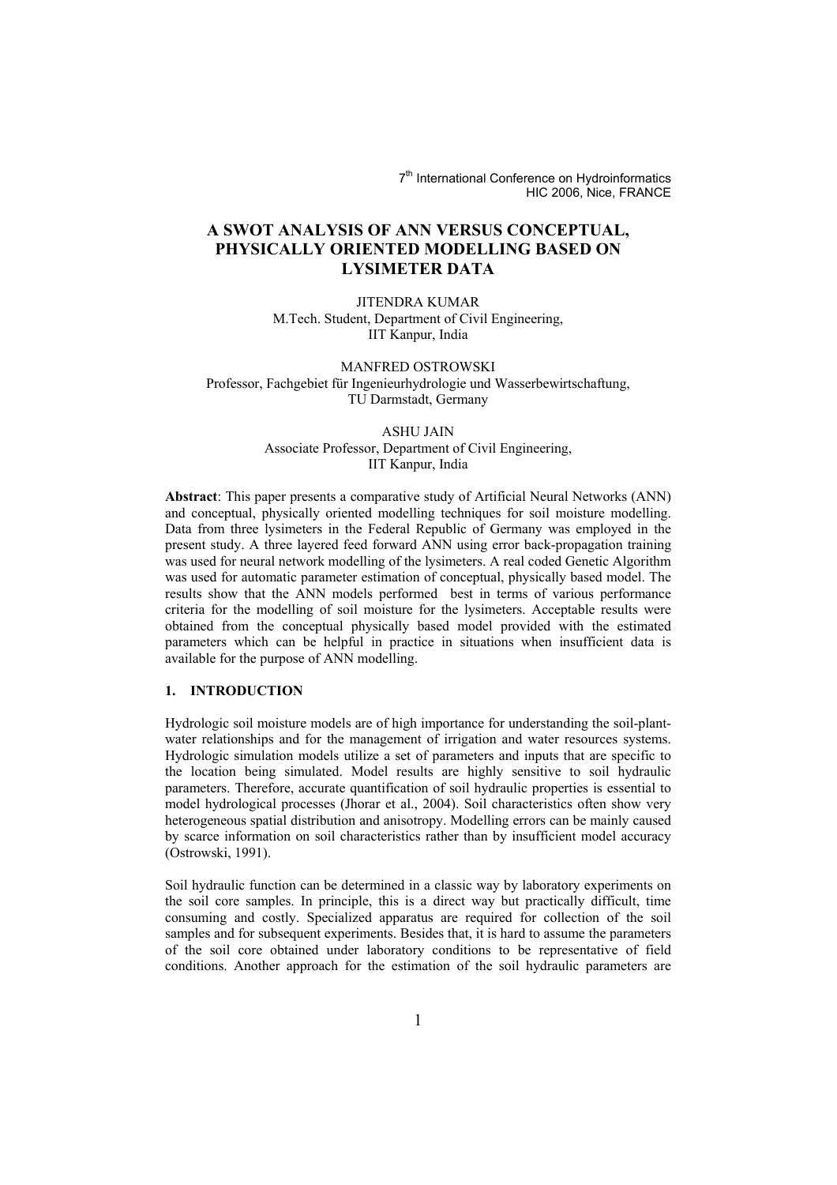# A SWOT ANALYSIS OF ANN VERSUS CONCEPTUAL, PHYSICALLY ORIENTED MODELLING BASED ON LYSIMETER DATA

JITENDRA KUMAR
M.Tech. Student, Department of Civil Engineering,
IIT Kanpur, India

MANFRED OSTROWSKI
Professor, Fachgebiet für Ingenieurhydrologie und Wasserbewirtschaftung,
TU Darmstadt, Germany

ASHU JAIN
Associate Professor, Department of Civil Engineering,
IIT Kanpur, India

**Abstract**: This paper presents a comparative study of Artificial Neural Networks (ANN) and conceptual, physically oriented modelling techniques for soil moisture modelling. Data from three lysimeters in the Federal Republic of Germany was employed in the present study. A three layered feed forward ANN using error back-propagation training was used for neural network modelling of the lysimeters. A real coded Genetic Algorithm was used for automatic parameter estimation of conceptual, physically based model. The results show that the ANN models performed best in terms of various performance criteria for the modelling of soil moisture for the lysimeters. Acceptable results were obtained from the conceptual physically based model provided with the estimated parameters which can be helpful in practice in situations when insufficient data is available for the purpose of ANN modelling.

## 1. INTRODUCTION

Hydrologic soil moisture models are of high importance for understanding the soil-plant-water relationships and for the management of irrigation and water resources systems. Hydrologic simulation models utilize a set of parameters and inputs that are specific to the location being simulated. Model results are highly sensitive to soil hydraulic parameters. Therefore, accurate quantification of soil hydraulic properties is essential to model hydrological processes (Jhorar et al., 2004). Soil characteristics often show very heterogeneous spatial distribution and anisotropy. Modelling errors can be mainly caused by scarce information on soil characteristics rather than by insufficient model accuracy (Ostrowski, 1991).

Soil hydraulic function can be determined in a classic way by laboratory experiments on the soil core samples. In principle, this is a direct way but practically difficult, time consuming and costly. Specialized apparatus are required for collection of the soil samples and for subsequent experiments. Besides that, it is hard to assume the parameters of the soil core obtained under laboratory conditions to be representative of field conditions. Another approach for the estimation of the soil hydraulic parameters are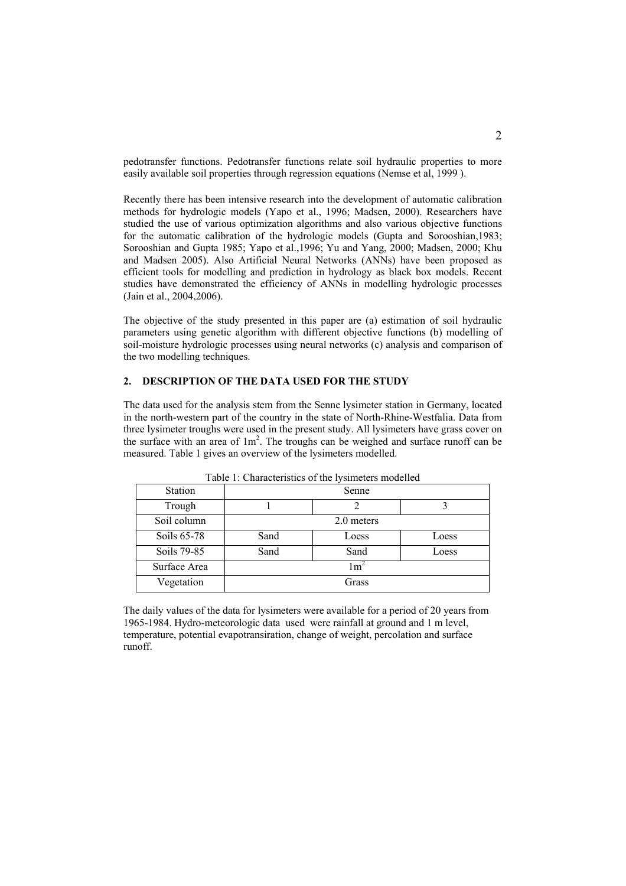pedotransfer functions. Pedotransfer functions relate soil hydraulic properties to more easily available soil properties through regression equations (Nemse et al, 1999 ).

Recently there has been intensive research into the development of automatic calibration methods for hydrologic models (Yapo et al., 1996; Madsen, 2000). Researchers have studied the use of various optimization algorithms and also various objective functions for the automatic calibration of the hydrologic models (Gupta and Sorooshian,1983; Sorooshian and Gupta 1985; Yapo et al.,1996; Yu and Yang, 2000; Madsen, 2000; Khu and Madsen 2005). Also Artificial Neural Networks (ANNs) have been proposed as efficient tools for modelling and prediction in hydrology as black box models. Recent studies have demonstrated the efficiency of ANNs in modelling hydrologic processes (Jain et al., 2004,2006).

The objective of the study presented in this paper are (a) estimation of soil hydraulic parameters using genetic algorithm with different objective functions (b) modelling of soil-moisture hydrologic processes using neural networks (c) analysis and comparison of the two modelling techniques.

## 2. DESCRIPTION OF THE DATA USED FOR THE STUDY

The data used for the analysis stem from the Senne lysimeter station in Germany, located in the north-western part of the country in the state of North-Rhine-Westfalia. Data from three lysimeter troughs were used in the present study. All lysimeters have grass cover on the surface with an area of $1m^2$. The troughs can be weighed and surface runoff can be measured. Table 1 gives an overview of the lysimeters modelled.

Table 1: Characteristics of the lysimeters modelled

| Station | Senne | | |
|---|---|---|---|
| Trough | 1 | 2 | 3 |
| Soil column | 2.0 meters | | |
| Soils 65-78 | Sand | Loess | Loess |
| Soils 79-85 | Sand | Sand | Loess |
| Surface Area | $1m^2$ | | |
| Vegetation | Grass | | |

The daily values of the data for lysimeters were available for a period of 20 years from 1965-1984. Hydro-meteorologic data used were rainfall at ground and 1 m level, temperature, potential evapotransiration, change of weight, percolation and surface runoff.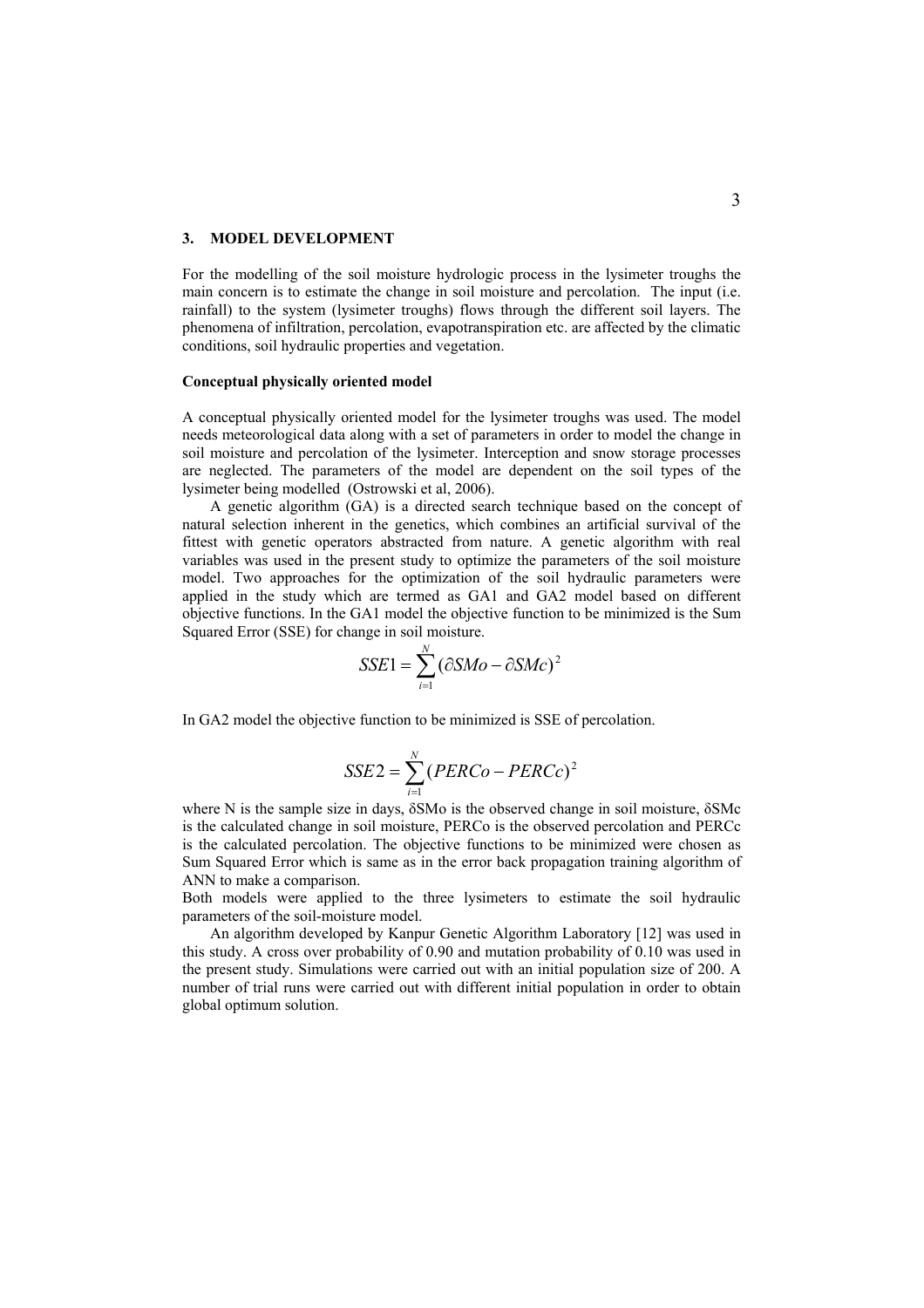## 3. MODEL DEVELOPMENT

For the modelling of the soil moisture hydrologic process in the lysimeter troughs the main concern is to estimate the change in soil moisture and percolation. The input (i.e. rainfall) to the system (lysimeter troughs) flows through the different soil layers. The phenomena of infiltration, percolation, evapotranspiration etc. are affected by the climatic conditions, soil hydraulic properties and vegetation.

### Conceptual physically oriented model

A conceptual physically oriented model for the lysimeter troughs was used. The model needs meteorological data along with a set of parameters in order to model the change in soil moisture and percolation of the lysimeter. Interception and snow storage processes are neglected. The parameters of the model are dependent on the soil types of the lysimeter being modelled (Ostrowski et al, 2006).

A genetic algorithm (GA) is a directed search technique based on the concept of natural selection inherent in the genetics, which combines an artificial survival of the fittest with genetic operators abstracted from nature. A genetic algorithm with real variables was used in the present study to optimize the parameters of the soil moisture model. Two approaches for the optimization of the soil hydraulic parameters were applied in the study which are termed as GA1 and GA2 model based on different objective functions. In the GA1 model the objective function to be minimized is the Sum Squared Error (SSE) for change in soil moisture.

$$SSE1 = \sum_{i=1}^{N} (\partial SMo - \partial SMc)^2$$

In GA2 model the objective function to be minimized is SSE of percolation.

$$SSE2 = \sum_{i=1}^{N} (PERCo - PERCc)^2$$

where N is the sample size in days, $\delta SMo$ is the observed change in soil moisture, $\delta SMc$ is the calculated change in soil moisture, PERCo is the observed percolation and PERCc is the calculated percolation. The objective functions to be minimized were chosen as Sum Squared Error which is same as in the error back propagation training algorithm of ANN to make a comparison.

Both models were applied to the three lysimeters to estimate the soil hydraulic parameters of the soil-moisture model.

An algorithm developed by Kanpur Genetic Algorithm Laboratory [12] was used in this study. A cross over probability of 0.90 and mutation probability of 0.10 was used in the present study. Simulations were carried out with an initial population size of 200. A number of trial runs were carried out with different initial population in order to obtain global optimum solution.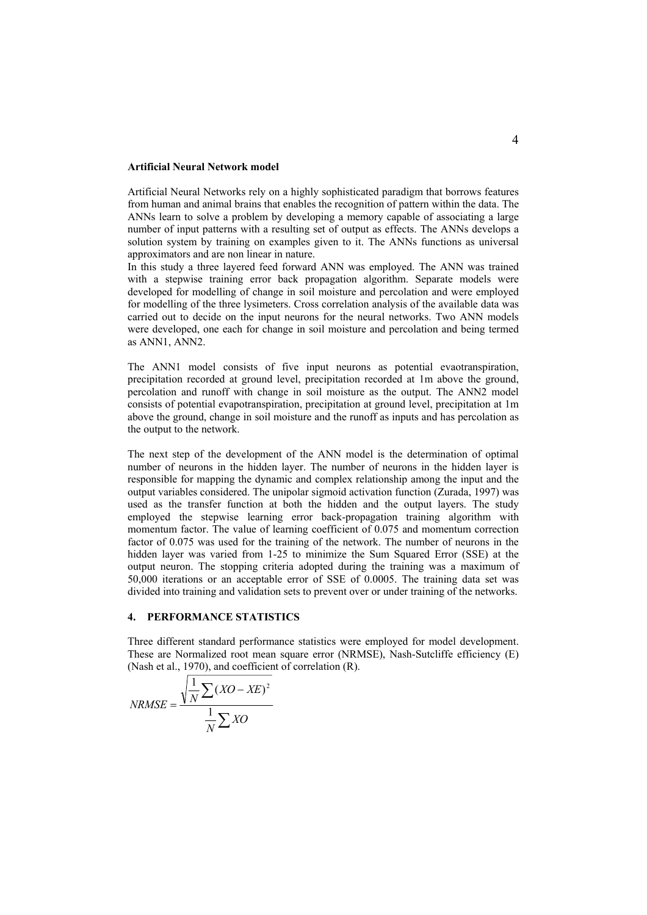**Artificial Neural Network model**

Artificial Neural Networks rely on a highly sophisticated paradigm that borrows features from human and animal brains that enables the recognition of pattern within the data. The ANNs learn to solve a problem by developing a memory capable of associating a large number of input patterns with a resulting set of output as effects. The ANNs develops a solution system by training on examples given to it. The ANNs functions as universal approximators and are non linear in nature.
In this study a three layered feed forward ANN was employed. The ANN was trained with a stepwise training error back propagation algorithm. Separate models were developed for modelling of change in soil moisture and percolation and were employed for modelling of the three lysimeters. Cross correlation analysis of the available data was carried out to decide on the input neurons for the neural networks. Two ANN models were developed, one each for change in soil moisture and percolation and being termed as ANN1, ANN2.

The ANN1 model consists of five input neurons as potential evaotranspiration, precipitation recorded at ground level, precipitation recorded at 1m above the ground, percolation and runoff with change in soil moisture as the output. The ANN2 model consists of potential evapotranspiration, precipitation at ground level, precipitation at 1m above the ground, change in soil moisture and the runoff as inputs and has percolation as the output to the network.

The next step of the development of the ANN model is the determination of optimal number of neurons in the hidden layer. The number of neurons in the hidden layer is responsible for mapping the dynamic and complex relationship among the input and the output variables considered. The unipolar sigmoid activation function (Zurada, 1997) was used as the transfer function at both the hidden and the output layers. The study employed the stepwise learning error back-propagation training algorithm with momentum factor. The value of learning coefficient of 0.075 and momentum correction factor of 0.075 was used for the training of the network. The number of neurons in the hidden layer was varied from 1-25 to minimize the Sum Squared Error (SSE) at the output neuron. The stopping criteria adopted during the training was a maximum of 50,000 iterations or an acceptable error of SSE of 0.0005. The training data set was divided into training and validation sets to prevent over or under training of the networks.

## 4. PERFORMANCE STATISTICS

Three different standard performance statistics were employed for model development. These are Normalized root mean square error (NRMSE), Nash-Sutcliffe efficiency (E) (Nash et al., 1970), and coefficient of correlation (R).

$$NRMSE = \frac{\sqrt{\frac{1}{N}\sum (XO - XE)^2}}{\frac{1}{N}\sum XO}$$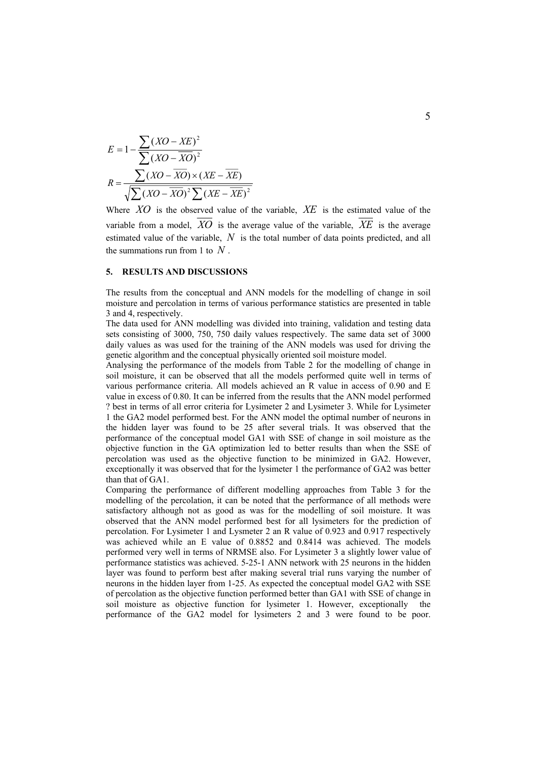$$E = 1 - \frac{\sum (XO - XE)^2}{\sum (XO - \overline{XO})^2}$$

$$R = \frac{\sum (XO - \overline{XO}) \times (XE - \overline{XE})}{\sqrt{\sum (XO - \overline{XO})^2 \sum (XE - \overline{XE})^2}}$$

Where $XO$ is the observed value of the variable, $XE$ is the estimated value of the variable from a model, $\overline{XO}$ is the average value of the variable, $\overline{XE}$ is the average estimated value of the variable, $N$ is the total number of data points predicted, and all the summations run from 1 to $N$.

## 5. RESULTS AND DISCUSSIONS

The results from the conceptual and ANN models for the modelling of change in soil moisture and percolation in terms of various performance statistics are presented in table 3 and 4, respectively.

The data used for ANN modelling was divided into training, validation and testing data sets consisting of 3000, 750, 750 daily values respectively. The same data set of 3000 daily values as was used for the training of the ANN models was used for driving the genetic algorithm and the conceptual physically oriented soil moisture model.

Analysing the performance of the models from Table 2 for the modelling of change in soil moisture, it can be observed that all the models performed quite well in terms of various performance criteria. All models achieved an R value in access of 0.90 and E value in excess of 0.80. It can be inferred from the results that the ANN model performed ? best in terms of all error criteria for Lysimeter 2 and Lysimeter 3. While for Lysimeter 1 the GA2 model performed best. For the ANN model the optimal number of neurons in the hidden layer was found to be 25 after several trials. It was observed that the performance of the conceptual model GA1 with SSE of change in soil moisture as the objective function in the GA optimization led to better results than when the SSE of percolation was used as the objective function to be minimized in GA2. However, exceptionally it was observed that for the lysimeter 1 the performance of GA2 was better than that of GA1.

Comparing the performance of different modelling approaches from Table 3 for the modelling of the percolation, it can be noted that the performance of all methods were satisfactory although not as good as was for the modelling of soil moisture. It was observed that the ANN model performed best for all lysimeters for the prediction of percolation. For Lysimeter 1 and Lysmeter 2 an R value of 0.923 and 0.917 respectively was achieved while an E value of 0.8852 and 0.8414 was achieved. The models performed very well in terms of NRMSE also. For Lysimeter 3 a slightly lower value of performance statistics was achieved. 5-25-1 ANN network with 25 neurons in the hidden layer was found to perform best after making several trial runs varying the number of neurons in the hidden layer from 1-25. As expected the conceptual model GA2 with SSE of percolation as the objective function performed better than GA1 with SSE of change in soil moisture as objective function for lysimeter 1. However, exceptionally the performance of the GA2 model for lysimeters 2 and 3 were found to be poor.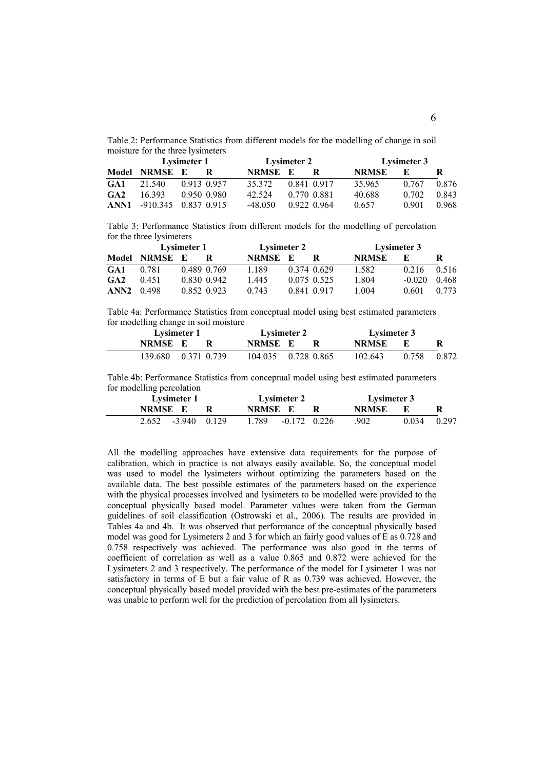Table 2: Performance Statistics from different models for the modelling of change in soil moisture for the three lysimeters

| | Lysimeter 1 | | | Lysimeter 2 | | | Lysimeter 3 | | |
|---|---|---|---|---|---|---|---|---|---|
| **Model** | **NRMSE** | **E** | **R** | **NRMSE** | **E** | **R** | **NRMSE** | **E** | **R** |
| **GA1** | 21.540 | 0.913 | 0.957 | 35.372 | 0.841 | 0.917 | 35.965 | 0.767 | 0.876 |
| **GA2** | 16.393 | 0.950 | 0.980 | 42.524 | 0.770 | 0.881 | 40.688 | 0.702 | 0.843 |
| **ANN1** | -910.345 | 0.837 | 0.915 | -48.050 | 0.922 | 0.964 | 0.657 | 0.901 | 0.968 |

Table 3: Performance Statistics from different models for the modelling of percolation for the three lysimeters

| | Lysimeter 1 | | | Lysimeter 2 | | | Lysimeter 3 | | |
|---|---|---|---|---|---|---|---|---|---|
| **Model** | **NRMSE** | **E** | **R** | **NRMSE** | **E** | **R** | **NRMSE** | **E** | **R** |
| **GA1** | 0.781 | 0.489 | 0.769 | 1.189 | 0.374 | 0.629 | 1.582 | 0.216 | 0.516 |
| **GA2** | 0.451 | 0.830 | 0.942 | 1.445 | 0.075 | 0.525 | 1.804 | -0.020 | 0.468 |
| **ANN2** | 0.498 | 0.852 | 0.923 | 0.743 | 0.841 | 0.917 | 1.004 | 0.601 | 0.773 |

Table 4a: Performance Statistics from conceptual model using best estimated parameters for modelling change in soil moisture

| Lysimeter 1 | | | Lysimeter 2 | | | Lysimeter 3 | | |
|---|---|---|---|---|---|---|---|---|
| **NRMSE** | **E** | **R** | **NRMSE** | **E** | **R** | **NRMSE** | **E** | **R** |
| 139.680 | 0.371 | 0.739 | 104.035 | 0.728 | 0.865 | 102.643 | 0.758 | 0.872 |

Table 4b: Performance Statistics from conceptual model using best estimated parameters for modelling percolation

| Lysimeter 1 | | | Lysimeter 2 | | | Lysimeter 3 | | |
|---|---|---|---|---|---|---|---|---|
| **NRMSE** | **E** | **R** | **NRMSE** | **E** | **R** | **NRMSE** | **E** | **R** |
| 2.652 | -3.940 | 0.129 | 1.789 | -0.172 | 0.226 | .902 | 0.034 | 0.297 |

All the modelling approaches have extensive data requirements for the purpose of calibration, which in practice is not always easily available. So, the conceptual model was used to model the lysimeters without optimizing the parameters based on the available data. The best possible estimates of the parameters based on the experience with the physical processes involved and lysimeters to be modelled were provided to the conceptual physically based model. Parameter values were taken from the German guidelines of soil classification (Ostrowski et al., 2006). The results are provided in Tables 4a and 4b. It was observed that performance of the conceptual physically based model was good for Lysimeters 2 and 3 for which an fairly good values of E as 0.728 and 0.758 respectively was achieved. The performance was also good in the terms of coefficient of correlation as well as a value 0.865 and 0.872 were achieved for the Lysimeters 2 and 3 respectively. The performance of the model for Lysimeter 1 was not satisfactory in terms of E but a fair value of R as 0.739 was achieved. However, the conceptual physically based model provided with the best pre-estimates of the parameters was unable to perform well for the prediction of percolation from all lysimeters.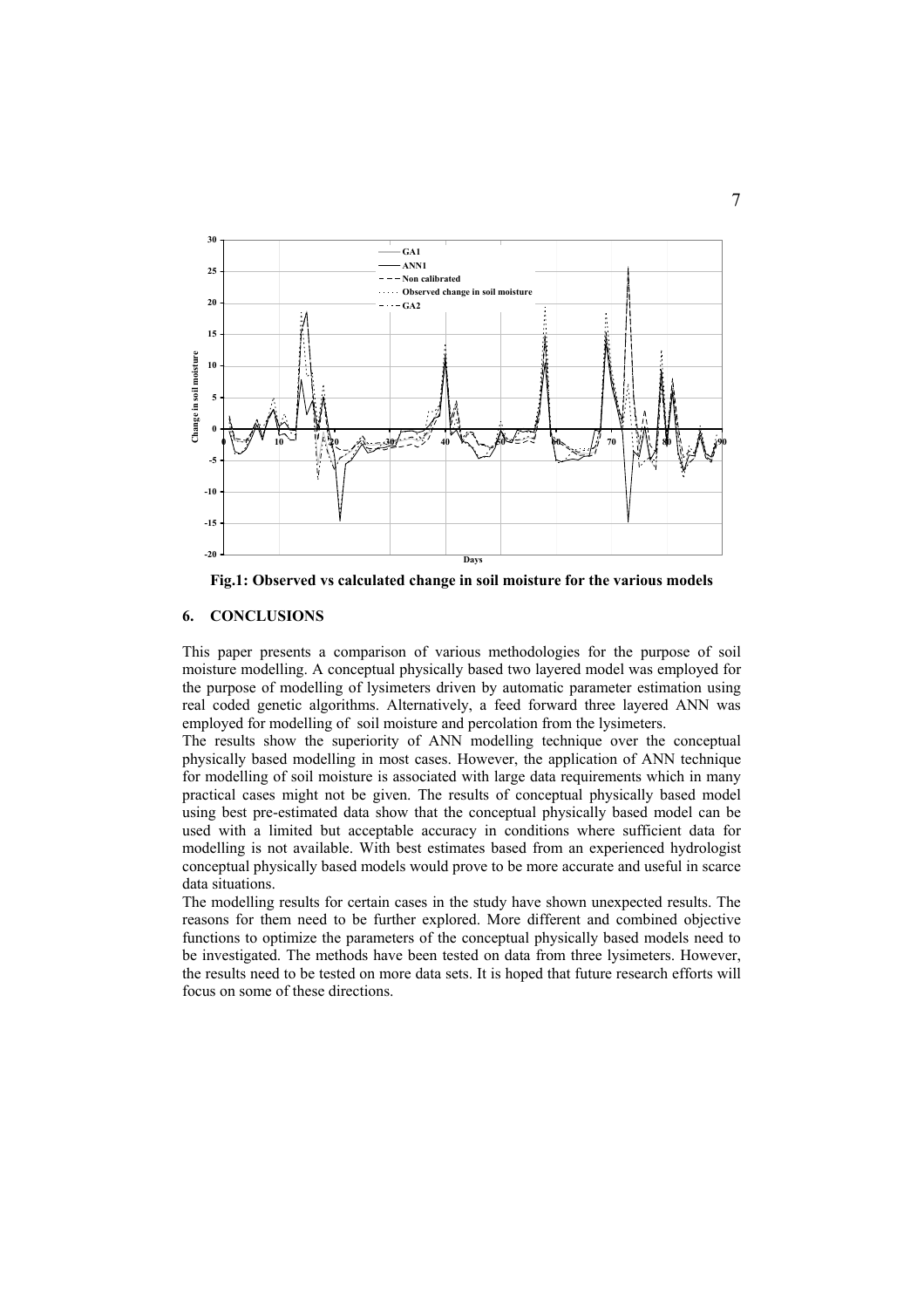Fig.1: Observed vs calculated change in soil moisture for the various models

## 6. CONCLUSIONS

This paper presents a comparison of various methodologies for the purpose of soil moisture modelling. A conceptual physically based two layered model was employed for the purpose of modelling of lysimeters driven by automatic parameter estimation using real coded genetic algorithms. Alternatively, a feed forward three layered ANN was employed for modelling of soil moisture and percolation from the lysimeters.

The results show the superiority of ANN modelling technique over the conceptual physically based modelling in most cases. However, the application of ANN technique for modelling of soil moisture is associated with large data requirements which in many practical cases might not be given. The results of conceptual physically based model using best pre-estimated data show that the conceptual physically based model can be used with a limited but acceptable accuracy in conditions where sufficient data for modelling is not available. With best estimates based from an experienced hydrologist conceptual physically based models would prove to be more accurate and useful in scarce data situations.

The modelling results for certain cases in the study have shown unexpected results. The reasons for them need to be further explored. More different and combined objective functions to optimize the parameters of the conceptual physically based models need to be investigated. The methods have been tested on data from three lysimeters. However, the results need to be tested on more data sets. It is hoped that future research efforts will focus on some of these directions.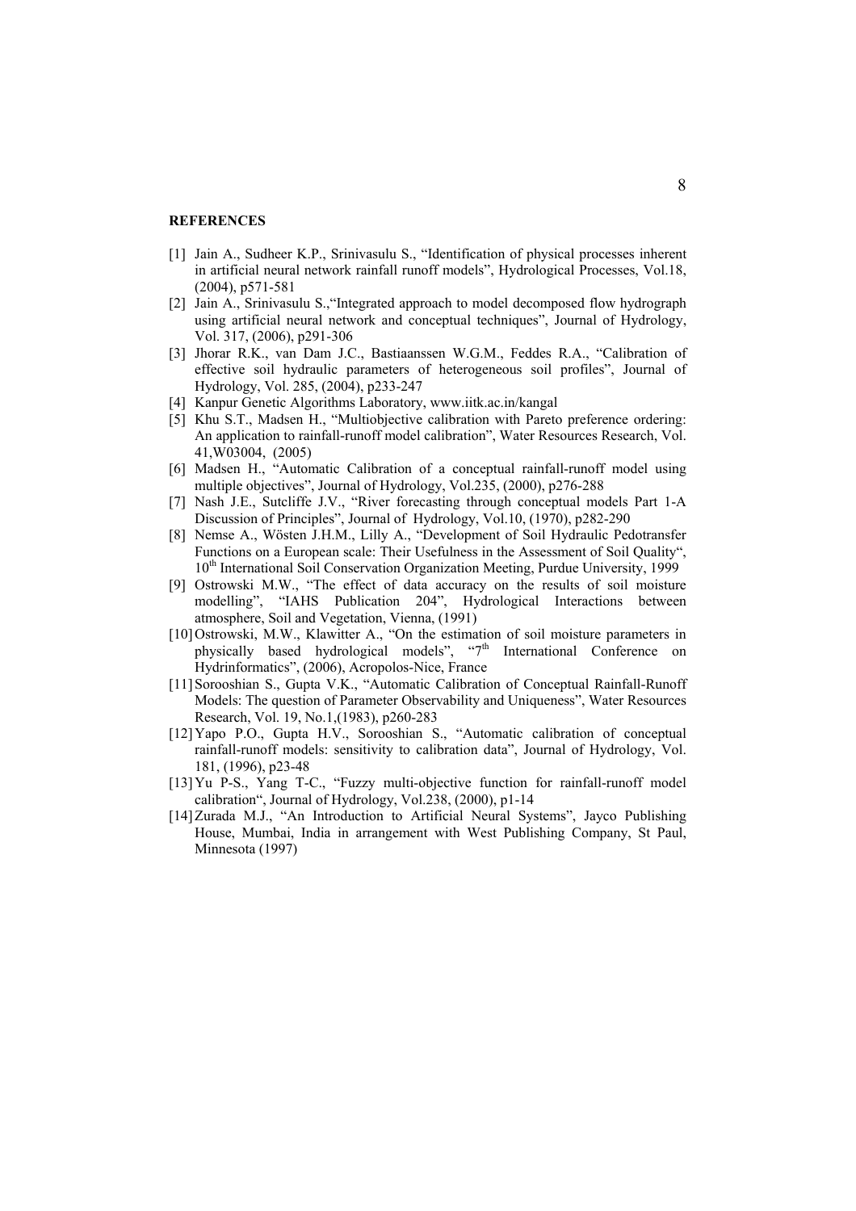**REFERENCES**

[1] Jain A., Sudheer K.P., Srinivasulu S., "Identification of physical processes inherent in artificial neural network rainfall runoff models", Hydrological Processes, Vol.18, (2004), p571-581

[2] Jain A., Srinivasulu S.,"Integrated approach to model decomposed flow hydrograph using artificial neural network and conceptual techniques", Journal of Hydrology, Vol. 317, (2006), p291-306

[3] Jhorar R.K., van Dam J.C., Bastiaanssen W.G.M., Feddes R.A., "Calibration of effective soil hydraulic parameters of heterogeneous soil profiles", Journal of Hydrology, Vol. 285, (2004), p233-247

[4] Kanpur Genetic Algorithms Laboratory, www.iitk.ac.in/kangal

[5] Khu S.T., Madsen H., "Multiobjective calibration with Pareto preference ordering: An application to rainfall-runoff model calibration", Water Resources Research, Vol. 41,W03004, (2005)

[6] Madsen H., "Automatic Calibration of a conceptual rainfall-runoff model using multiple objectives", Journal of Hydrology, Vol.235, (2000), p276-288

[7] Nash J.E., Sutcliffe J.V., "River forecasting through conceptual models Part 1-A Discussion of Principles", Journal of Hydrology, Vol.10, (1970), p282-290

[8] Nemse A., Wösten J.H.M., Lilly A., "Development of Soil Hydraulic Pedotransfer Functions on a European scale: Their Usefulness in the Assessment of Soil Quality", 10th International Soil Conservation Organization Meeting, Purdue University, 1999

[9] Ostrowski M.W., "The effect of data accuracy on the results of soil moisture modelling", "IAHS Publication 204", Hydrological Interactions between atmosphere, Soil and Vegetation, Vienna, (1991)

[10] Ostrowski, M.W., Klawitter A., "On the estimation of soil moisture parameters in physically based hydrological models", "7th International Conference on Hydrinformatics", (2006), Acropolos-Nice, France

[11] Sorooshian S., Gupta V.K., "Automatic Calibration of Conceptual Rainfall-Runoff Models: The question of Parameter Observability and Uniqueness", Water Resources Research, Vol. 19, No.1,(1983), p260-283

[12] Yapo P.O., Gupta H.V., Sorooshian S., "Automatic calibration of conceptual rainfall-runoff models: sensitivity to calibration data", Journal of Hydrology, Vol. 181, (1996), p23-48

[13] Yu P-S., Yang T-C., "Fuzzy multi-objective function for rainfall-runoff model calibration", Journal of Hydrology, Vol.238, (2000), p1-14

[14] Zurada M.J., "An Introduction to Artificial Neural Systems", Jayco Publishing House, Mumbai, India in arrangement with West Publishing Company, St Paul, Minnesota (1997)